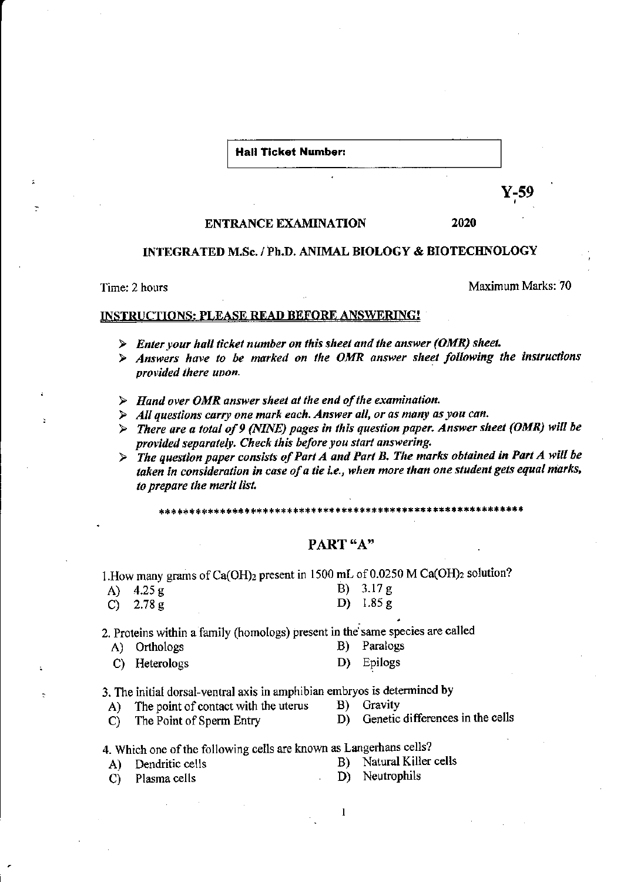**Hall Ticket Number:**

**Y-59**

**ENTRANCE EXAMINATION 2020**

**INTEGRATED M.Sc. / Ph.D. ANIMAL BIOLOGY & BIOTECHNOLOGY**

Time: 2 hours Maximum Marks: 70

**INSTRUCTIONS: PLEASE READ BEFORE ANSWERING!**

- *Enter your hall ticket number on this sheet and the answer (OMR) sheet.*
- *Answers have to be marked on the OMR answer sheet following the instructions provided there upon.*
- *Hand over OMR answer sheet at the end of the examination.*
- *All questions carry one mark each. Answer all, or as many as you can.*
- *There are a total of 9 (NINE) pages in this question paper. Answer sheet (OMR) will be provided separately. Check this before you start answering.*
- *The question paper consists of Part A and Part B. The marks obtained in Part A will be taken in consideration in case of a tie i.e., when more than one student gets equal marks, to prepare the merit list.*

***************************************************************

## PART "A"

1. How many grams of $Ca(OH)_2$ present in 1500 mL of 0.0250 M $Ca(OH)_2$ solution?

   A) 4.25 g B) 3.17 g
   C) 2.78 g D) 1.85 g

2. Proteins within a family (homologs) present in the same species are called

   A) Orthologs B) Paralogs
   C) Heterologs D) Epilogs

3. The initial dorsal-ventral axis in amphibian embryos is determined by

   A) The point of contact with the uterus B) Gravity
   C) The Point of Sperm Entry D) Genetic differences in the cells

4. Which one of the following cells are known as Langerhans cells?

   A) Dendritic cells B) Natural Killer cells
   C) Plasma cells D) Neutrophils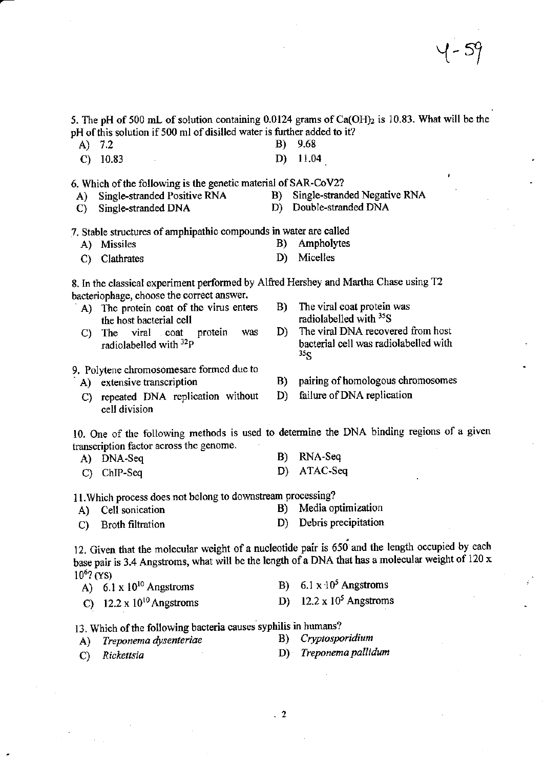5. The pH of 500 mL of solution containing 0.0124 grams of $Ca(OH)_2$ is 10.83. What will be the pH of this solution if 500 ml of disilled water is further added to it?

A) 7.2
B) 9.68
C) 10.83
D) 11.04

6. Which of the following is the genetic material of SAR-CoV2?

A) Single-stranded Positive RNA
B) Single-stranded Negative RNA
C) Single-stranded DNA
D) Double-stranded DNA

7. Stable structures of amphipathic compounds in water are called

A) Missiles
B) Ampholytes
C) Clathrates
D) Micelles

8. In the classical experiment performed by Alfred Hershey and Martha Chase using T2 bacteriophage, choose the correct answer.

A) The protein coat of the virus enters the host bacterial cell
B) The viral coat protein was radiolabelled with $^{35}S$
C) The viral coat protein was radiolabelled with $^{32}P$
D) The viral DNA recovered from host bacterial cell was radiolabelled with $^{35}S$

9. Polytene chromosomesare formed due to

A) extensive transcription
B) pairing of homologous chromosomes
C) repeated DNA replication without cell division
D) failure of DNA replication

10. One of the following methods is used to determine the DNA binding regions of a given transcription factor across the genome.

A) DNA-Seq
B) RNA-Seq
C) ChIP-Seq
D) ATAC-Seq

11. Which process does not belong to downstream processing?

A) Cell sonication
B) Media optimization
C) Broth filtration
D) Debris precipitation

12. Given that the molecular weight of a nucleotide pair is 650 and the length occupied by each base pair is 3.4 Angstroms, what will be the length of a DNA that has a molecular weight of $120 \times 10^6$? (YS)

A) $6.1 \times 10^{10}$ Angstroms
B) $6.1 \times 10^5$ Angstroms
C) $12.2 \times 10^{10}$ Angstroms
D) $12.2 \times 10^5$ Angstroms

13. Which of the following bacteria causes syphilis in humans?

A) *Treponema dysenteriae*
B) *Cryptosporidium*
C) *Rickettsia*
D) *Treponema pallidum*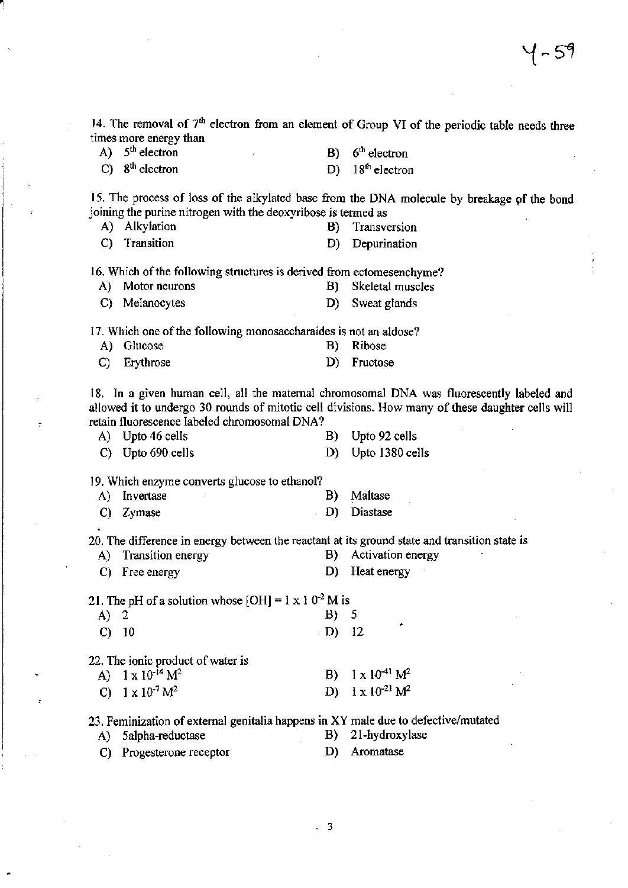Y-59

14. The removal of $7^{th}$ electron from an element of Group VI of the periodic table needs three times more energy than

A) $5^{th}$ electron
B) $6^{th}$ electron
C) $8^{th}$ electron
D) $18^{th}$ electron

15. The process of loss of the alkylated base from the DNA molecule by breakage of the bond joining the purine nitrogen with the deoxyribose is termed as

A) Alkylation
B) Transversion
C) Transition
D) Depurination

16. Which of the following structures is derived from ectomesenchyme?

A) Motor neurons
B) Skeletal muscles
C) Melanocytes
D) Sweat glands

17. Which one of the following monosaccharaides is not an aldose?

A) Glucose
B) Ribose
C) Erythrose
D) Fructose

18. In a given human cell, all the maternal chromosomal DNA was fluorescently labeled and allowed it to undergo 30 rounds of mitotic cell divisions. How many of these daughter cells will retain fluorescence labeled chromosomal DNA?

A) Upto 46 cells
B) Upto 92 cells
C) Upto 690 cells
D) Upto 1380 cells

19. Which enzyme converts glucose to ethanol?

A) Invertase
B) Maltase
C) Zymase
D) Diastase

20. The difference in energy between the reactant at its ground state and transition state is

A) Transition energy
B) Activation energy
C) Free energy
D) Heat energy

21. The pH of a solution whose $[OH] = 1 \times 10^{-2}$ M is

A) 2
B) 5
C) 10
D) 12

22. The ionic product of water is

A) $1 \times 10^{-14}\ M^2$
B) $1 \times 10^{-41}\ M^2$
C) $1 \times 10^{-7}\ M^2$
D) $1 \times 10^{-21}\ M^2$

23. Feminization of external genitalia happens in XY male due to defective/mutated

A) 5alpha-reductase
B) 21-hydroxylase
C) Progesterone receptor
D) Aromatase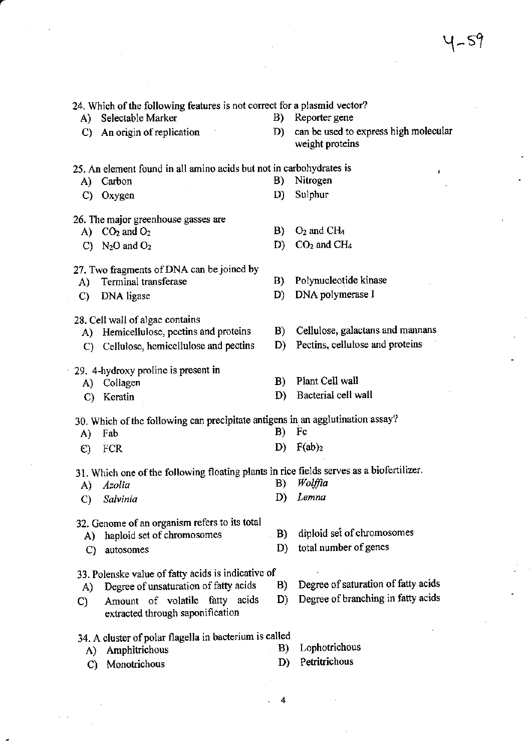4-59

24. Which of the following features is not correct for a plasmid vector?

A) Selectable Marker
B) Reporter gene
C) An origin of replication
D) can be used to express high molecular weight proteins

25. An element found in all amino acids but not in carbohydrates is

A) Carbon
B) Nitrogen
C) Oxygen
D) Sulphur

26. The major greenhouse gasses are

A) $CO_2$ and $O_2$
B) $O_2$ and $CH_4$
C) $N_2O$ and $O_2$
D) $CO_2$ and $CH_4$

27. Two fragments of DNA can be joined by

A) Terminal transferase
B) Polynucleotide kinase
C) DNA ligase
D) DNA polymerase I

28. Cell wall of algae contains

A) Hemicellulose, pectins and proteins
B) Cellulose, galactans and mannans
C) Cellulose, hemicellulose and pectins
D) Pectins, cellulose and proteins

29. 4-hydroxy proline is present in

A) Collagen
B) Plant Cell wall
C) Keratin
D) Bacterial cell wall

30. Which of the following can precipitate antigens in an agglutination assay?

A) Fab
B) Fc
C) FCR
D) $F(ab)_2$

31. Which one of the following floating plants in rice fields serves as a biofertilizer.

A) *Azolia*
B) *Wolffia*
C) *Salvinia*
D) *Lemna*

32. Genome of an organism refers to its total

A) haploid set of chromosomes
B) diploid set of chromosomes
C) autosomes
D) total number of genes

33. Polenske value of fatty acids is indicative of

A) Degree of unsaturation of fatty acids
B) Degree of saturation of fatty acids
C) Amount of volatile fatty acids extracted through saponification
D) Degree of branching in fatty acids

34. A cluster of polar flagella in bacterium is called

A) Amphitrichous
B) Lophotrichous
C) Monotrichous
D) Petritrichous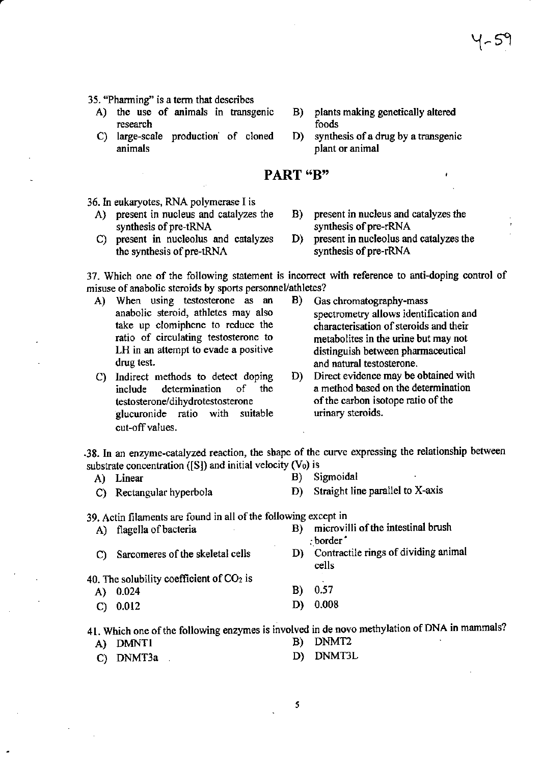35. "Pharming" is a term that describes

A) the use of animals in transgenic research

B) plants making genetically altered foods

C) large-scale production of cloned animals

D) synthesis of a drug by a transgenic plant or animal

## PART "B"

36. In eukaryotes, RNA polymerase I is

A) present in nucleus and catalyzes the synthesis of pre-tRNA

B) present in nucleus and catalyzes the synthesis of pre-rRNA

C) present in nucleolus and catalyzes the synthesis of pre-tRNA

D) present in nucleolus and catalyzes the synthesis of pre-rRNA

37. Which one of the following statement is incorrect with reference to anti-doping control of misuse of anabolic steroids by sports personnel/athletes?

A) When using testosterone as an anabolic steroid, athletes may also take up clomiphene to reduce the ratio of circulating testosterone to LH in an attempt to evade a positive drug test.

B) Gas chromatography-mass spectrometry allows identification and characterisation of steroids and their metabolites in the urine but may not distinguish between pharmaceutical and natural testosterone.

C) Indirect methods to detect doping include determination of the testosterone/dihydrotestosterone glucuronide ratio with suitable cut-off values.

D) Direct evidence may be obtained with a method based on the determination of the carbon isotope ratio of the urinary steroids.

38. In an enzyme-catalyzed reaction, the shape of the curve expressing the relationship between substrate concentration ([S]) and initial velocity ($V_0$) is

A) Linear

B) Sigmoidal

C) Rectangular hyperbola

D) Straight line parallel to X-axis

39. Actin filaments are found in all of the following except in

A) flagella of bacteria

B) microvilli of the intestinal brush border

C) Sarcomeres of the skeletal cells

D) Contractile rings of dividing animal cells

40. The solubility coefficient of $CO_2$ is

A) 0.024

B) 0.57

C) 0.012

D) 0.008

41. Which one of the following enzymes is involved in de novo methylation of DNA in mammals?

A) DMNT1

B) DNMT2

C) DNMT3a

D) DNMT3L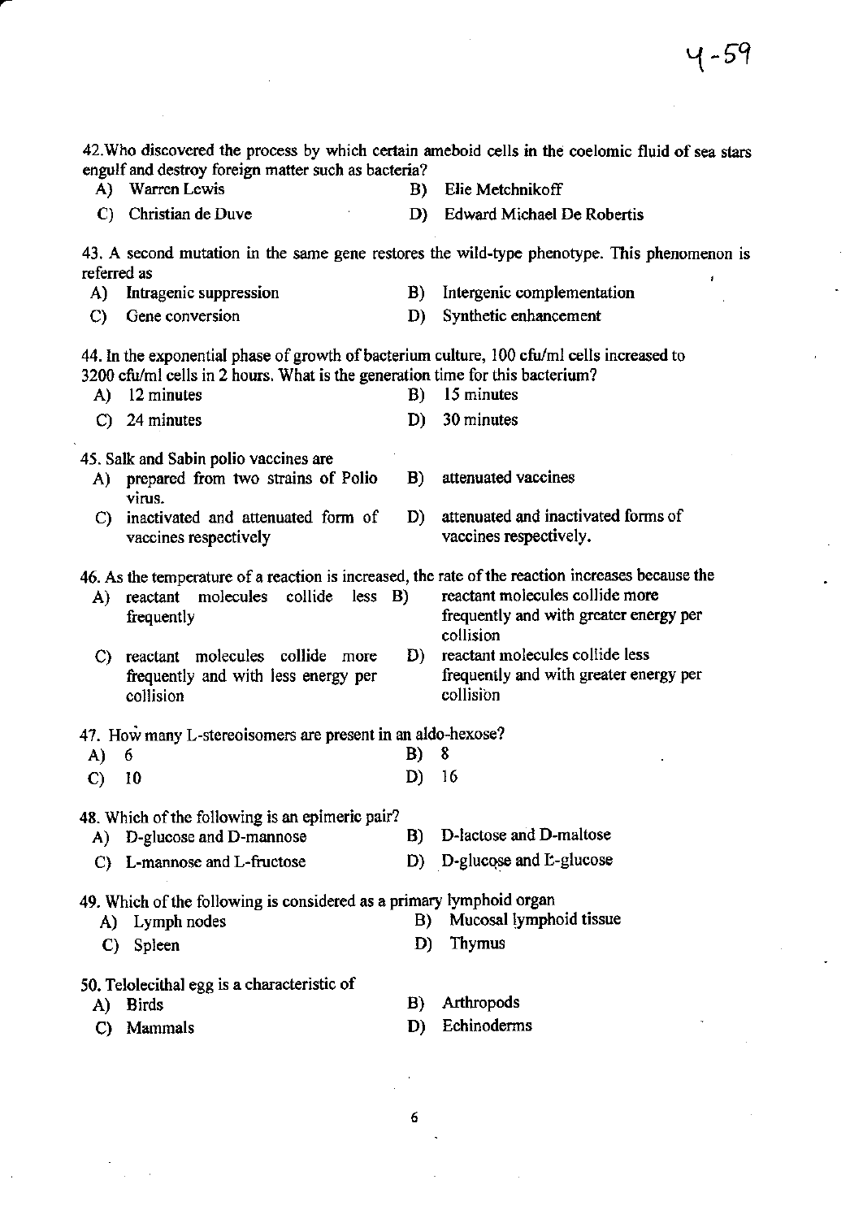42. Who discovered the process by which certain ameboid cells in the coelomic fluid of sea stars engulf and destroy foreign matter such as bacteria?

A) Warren Lewis
B) Elie Metchnikoff
C) Christian de Duve
D) Edward Michael De Robertis

43. A second mutation in the same gene restores the wild-type phenotype. This phenomenon is referred as

A) Intragenic suppression
B) Intergenic complementation
C) Gene conversion
D) Synthetic enhancement

44. In the exponential phase of growth of bacterium culture, 100 cfu/ml cells increased to 3200 cfu/ml cells in 2 hours. What is the generation time for this bacterium?

A) 12 minutes
B) 15 minutes
C) 24 minutes
D) 30 minutes

45. Salk and Sabin polio vaccines are

A) prepared from two strains of Polio virus.
B) attenuated vaccines
C) inactivated and attenuated form of vaccines respectively
D) attenuated and inactivated forms of vaccines respectively.

46. As the temperature of a reaction is increased, the rate of the reaction increases because the

A) reactant molecules collide less frequently
B) reactant molecules collide more frequently and with greater energy per collision
C) reactant molecules collide more frequently and with less energy per collision
D) reactant molecules collide less frequently and with greater energy per collision

47. How many L-stereoisomers are present in an aldo-hexose?

A) 6
B) 8
C) 10
D) 16

48. Which of the following is an epimeric pair?

A) D-glucose and D-mannose
B) D-lactose and D-maltose
C) L-mannose and L-fructose
D) D-glucose and L-glucose

49. Which of the following is considered as a primary lymphoid organ

A) Lymph nodes
B) Mucosal lymphoid tissue
C) Spleen
D) Thymus

50. Telolecithal egg is a characteristic of

A) Birds
B) Arthropods
C) Mammals
D) Echinoderms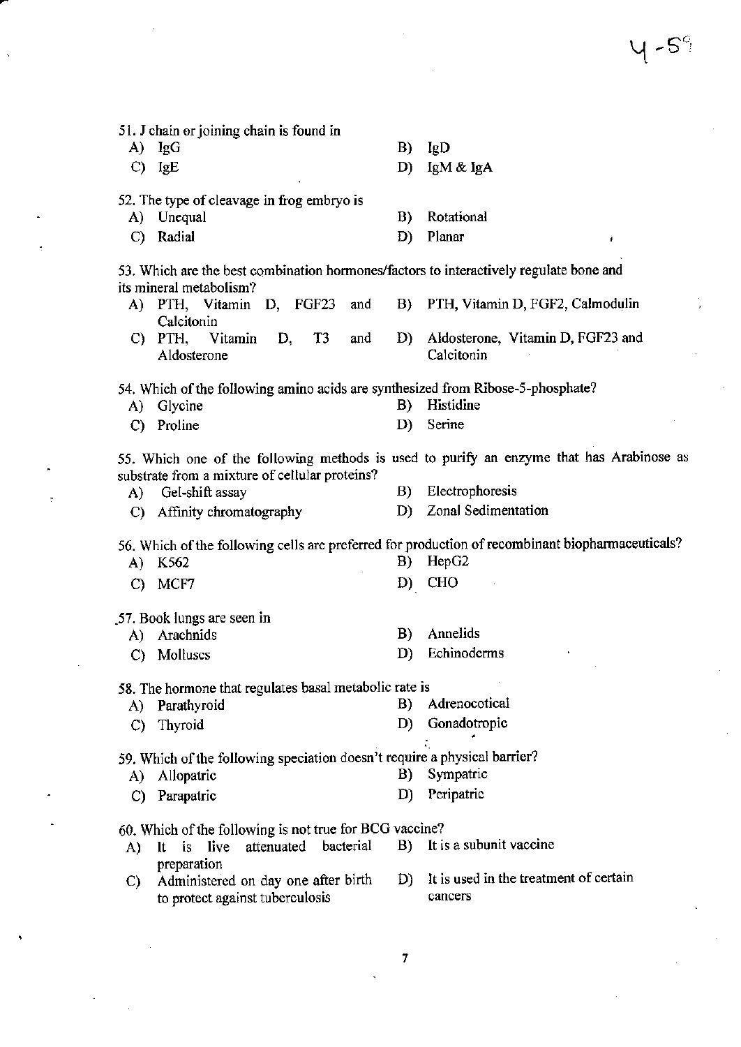51. J chain or joining chain is found in

A) IgG
B) IgD
C) IgE
D) IgM & IgA

52. The type of cleavage in frog embryo is

A) Unequal
B) Rotational
C) Radial
D) Planar

53. Which are the best combination hormones/factors to interactively regulate bone and its mineral metabolism?

A) PTH, Vitamin D, FGF23 and Calcitonin
B) PTH, Vitamin D, FGF2, Calmodulin
C) PTH, Vitamin D, T3 and Aldosterone
D) Aldosterone, Vitamin D, FGF23 and Calcitonin

54. Which of the following amino acids are synthesized from Ribose-5-phosphate?

A) Glycine
B) Histidine
C) Proline
D) Serine

55. Which one of the following methods is used to purify an enzyme that has Arabinose as substrate from a mixture of cellular proteins?

A) Gel-shift assay
B) Electrophoresis
C) Affinity chromatography
D) Zonal Sedimentation

56. Which of the following cells are preferred for production of recombinant biopharmaceuticals?

A) K562
B) HepG2
C) MCF7
D) CHO

57. Book lungs are seen in

A) Arachnids
B) Annelids
C) Molluscs
D) Echinoderms

58. The hormone that regulates basal metabolic rate is

A) Parathyroid
B) Adrenocotical
C) Thyroid
D) Gonadotropic

59. Which of the following speciation doesn't require a physical barrier?

A) Allopatric
B) Sympatric
C) Parapatric
D) Peripatric

60. Which of the following is not true for BCG vaccine?

A) It is live attenuated bacterial preparation
B) It is a subunit vaccine
C) Administered on day one after birth to protect against tuberculosis
D) It is used in the treatment of certain cancers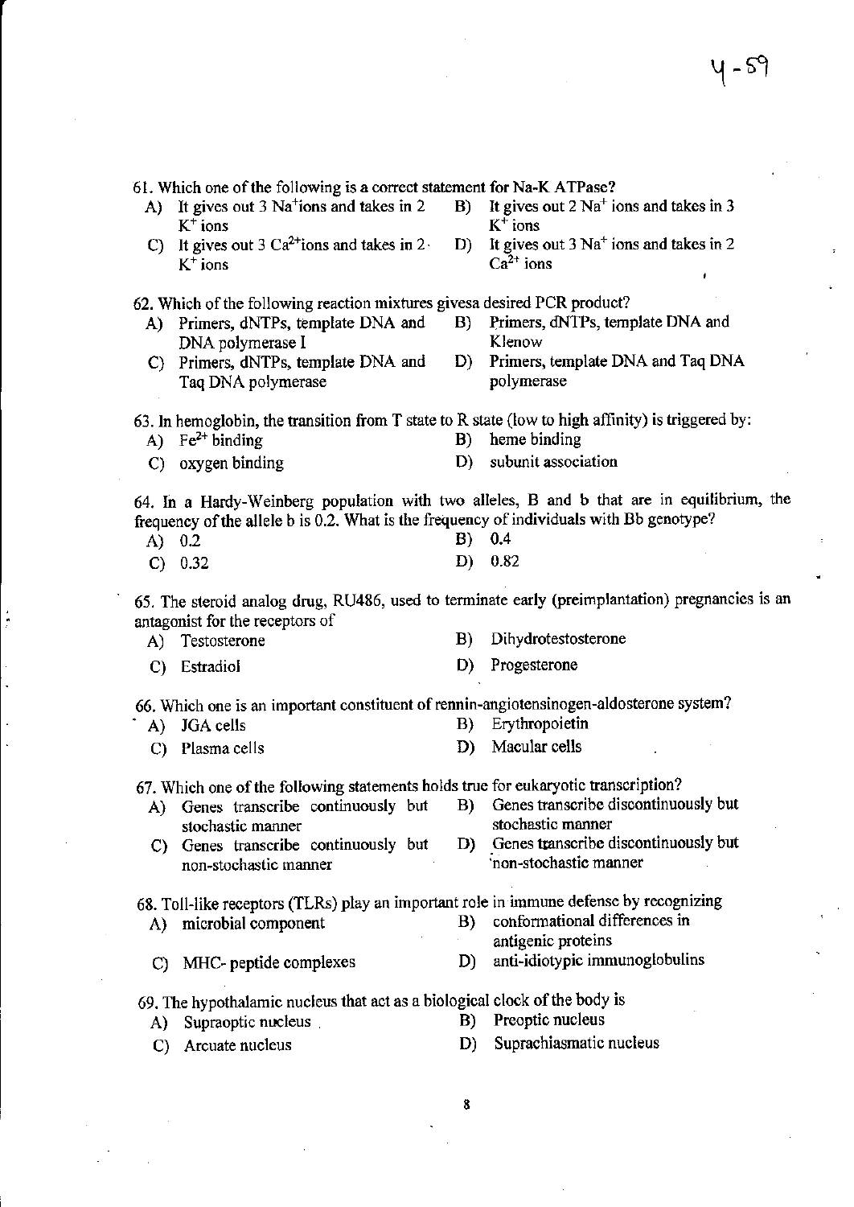61. Which one of the following is a correct statement for Na-K ATPase?

A) It gives out 3 $Na^{+}$ions and takes in 2 $K^{+}$ ions
B) It gives out 2 $Na^{+}$ ions and takes in 3 $K^{+}$ ions
C) It gives out 3 $Ca^{2+}$ions and takes in 2 $K^{+}$ ions
D) It gives out 3 $Na^{+}$ ions and takes in 2 $Ca^{2+}$ ions

62. Which of the following reaction mixtures givesa desired PCR product?

A) Primers, dNTPs, template DNA and DNA polymerase I
B) Primers, dNTPs, template DNA and Klenow
C) Primers, dNTPs, template DNA and Taq DNA polymerase
D) Primers, template DNA and Taq DNA polymerase

63. In hemoglobin, the transition from T state to R state (low to high affinity) is triggered by:

A) $Fe^{2+}$ binding
B) heme binding
C) oxygen binding
D) subunit association

64. In a Hardy-Weinberg population with two alleles, B and b that are in equilibrium, the frequency of the allele b is 0.2. What is the frequency of individuals with Bb genotype?

A) 0.2
B) 0.4
C) 0.32
D) 0.82

65. The steroid analog drug, RU486, used to terminate early (preimplantation) pregnancies is an antagonist for the receptors of

A) Testosterone
B) Dihydrotestosterone
C) Estradiol
D) Progesterone

66. Which one is an important constituent of rennin-angiotensinogen-aldosterone system?

A) JGA cells
B) Erythropoietin
C) Plasma cells
D) Macular cells

67. Which one of the following statements holds true for eukaryotic transcription?

A) Genes transcribe continuously but stochastic manner
B) Genes transcribe discontinuously but stochastic manner
C) Genes transcribe continuously but non-stochastic manner
D) Genes transcribe discontinuously but non-stochastic manner

68. Toll-like receptors (TLRs) play an important role in immune defense by recognizing

A) microbial component
B) conformational differences in antigenic proteins
C) MHC- peptide complexes
D) anti-idiotypic immunoglobulins

69. The hypothalamic nucleus that act as a biological clock of the body is

A) Supraoptic nucleus
B) Preoptic nucleus
C) Arcuate nucleus
D) Suprachiasmatic nucleus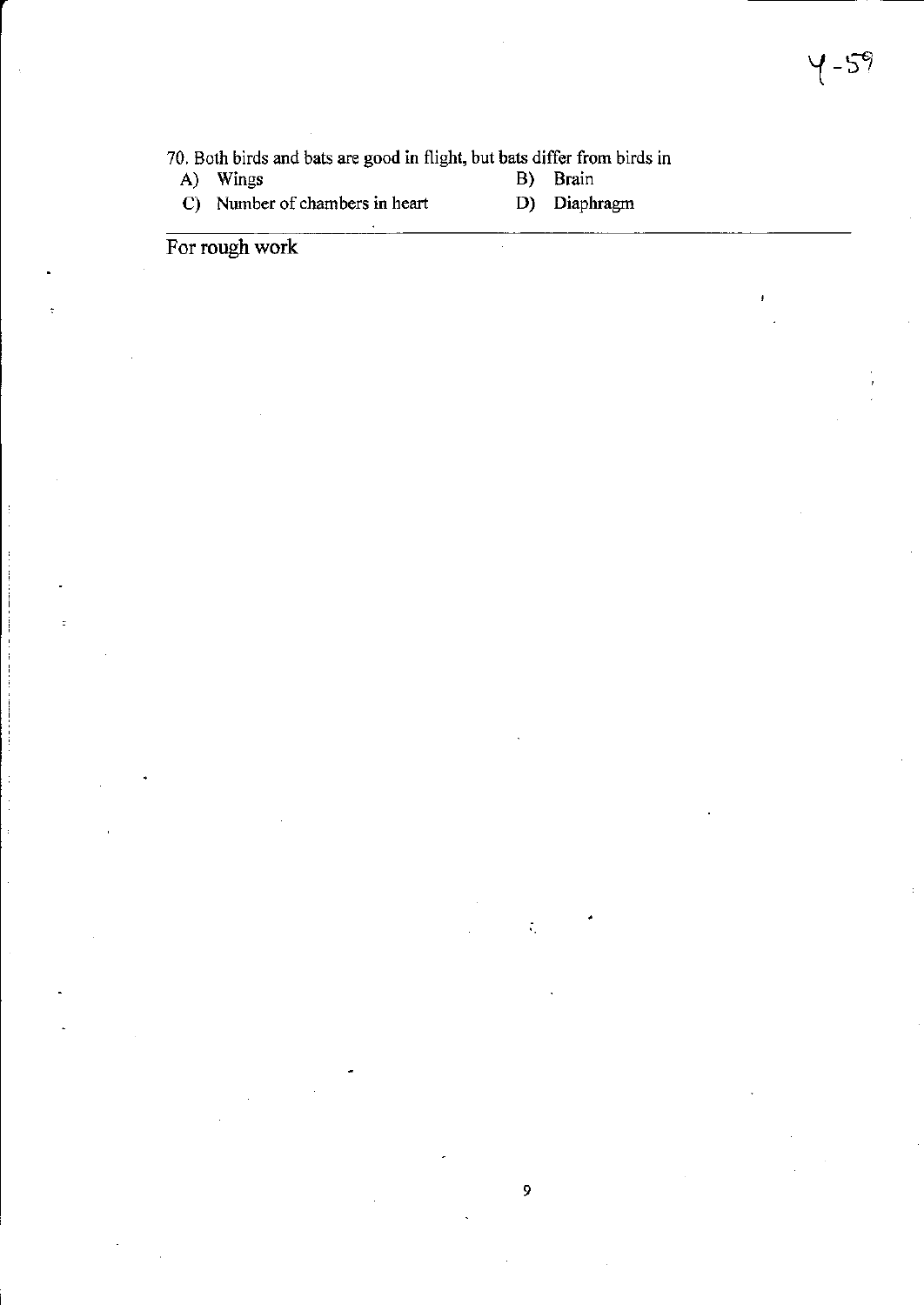70. Both birds and bats are good in flight, but bats differ from birds in

A) Wings

B) Brain

C) Number of chambers in heart

D) Diaphragm

For rough work